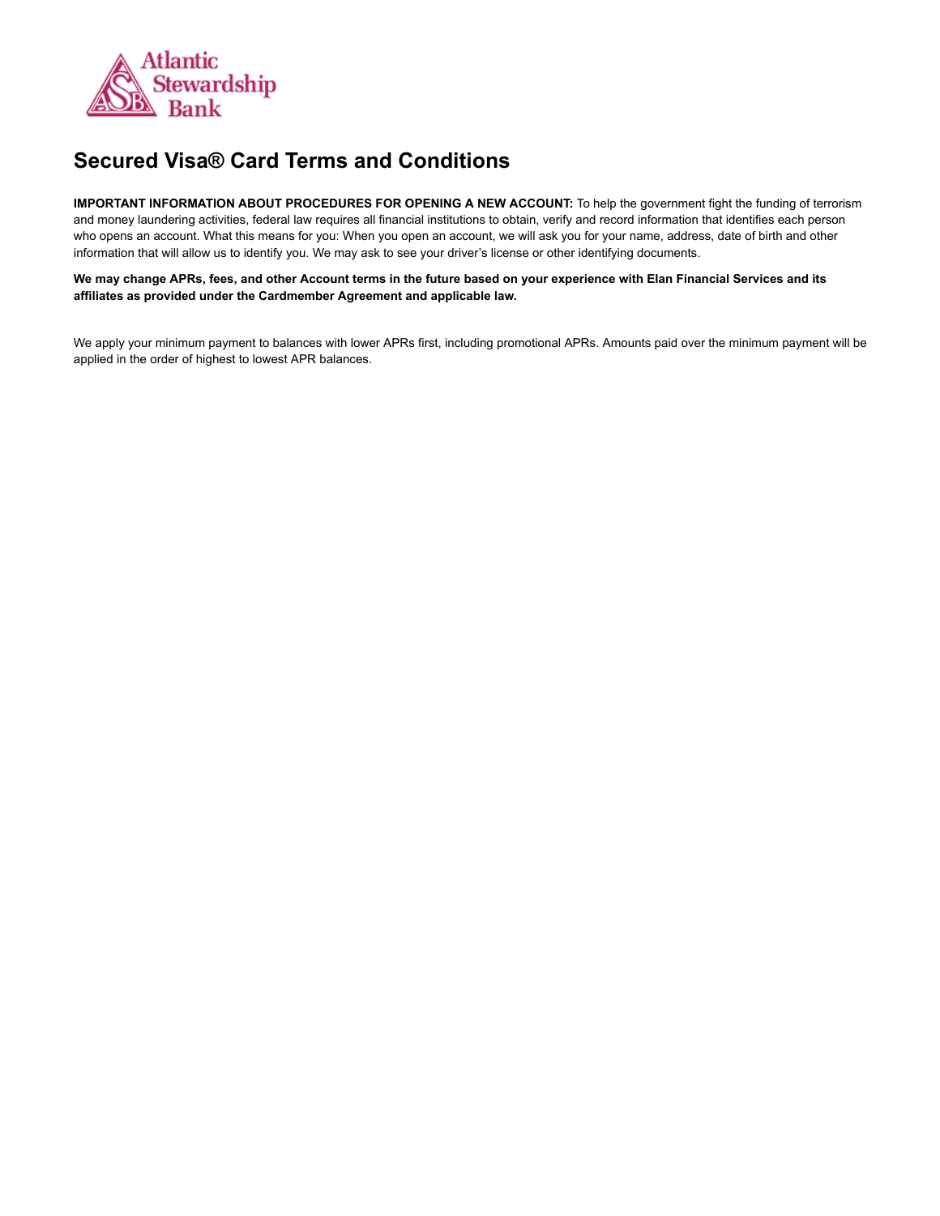# Secured Visa® Card Terms and Conditions

**IMPORTANT INFORMATION ABOUT PROCEDURES FOR OPENING A NEW ACCOUNT:** To help the government fight the funding of terrorism and money laundering activities, federal law requires all financial institutions to obtain, verify and record information that identifies each person who opens an account. What this means for you: When you open an account, we will ask you for your name, address, date of birth and other information that will allow us to identify you. We may ask to see your driver's license or other identifying documents.

**We may change APRs, fees, and other Account terms in the future based on your experience with Elan Financial Services and its affiliates as provided under the Cardmember Agreement and applicable law.**

We apply your minimum payment to balances with lower APRs first, including promotional APRs. Amounts paid over the minimum payment will be applied in the order of highest to lowest APR balances.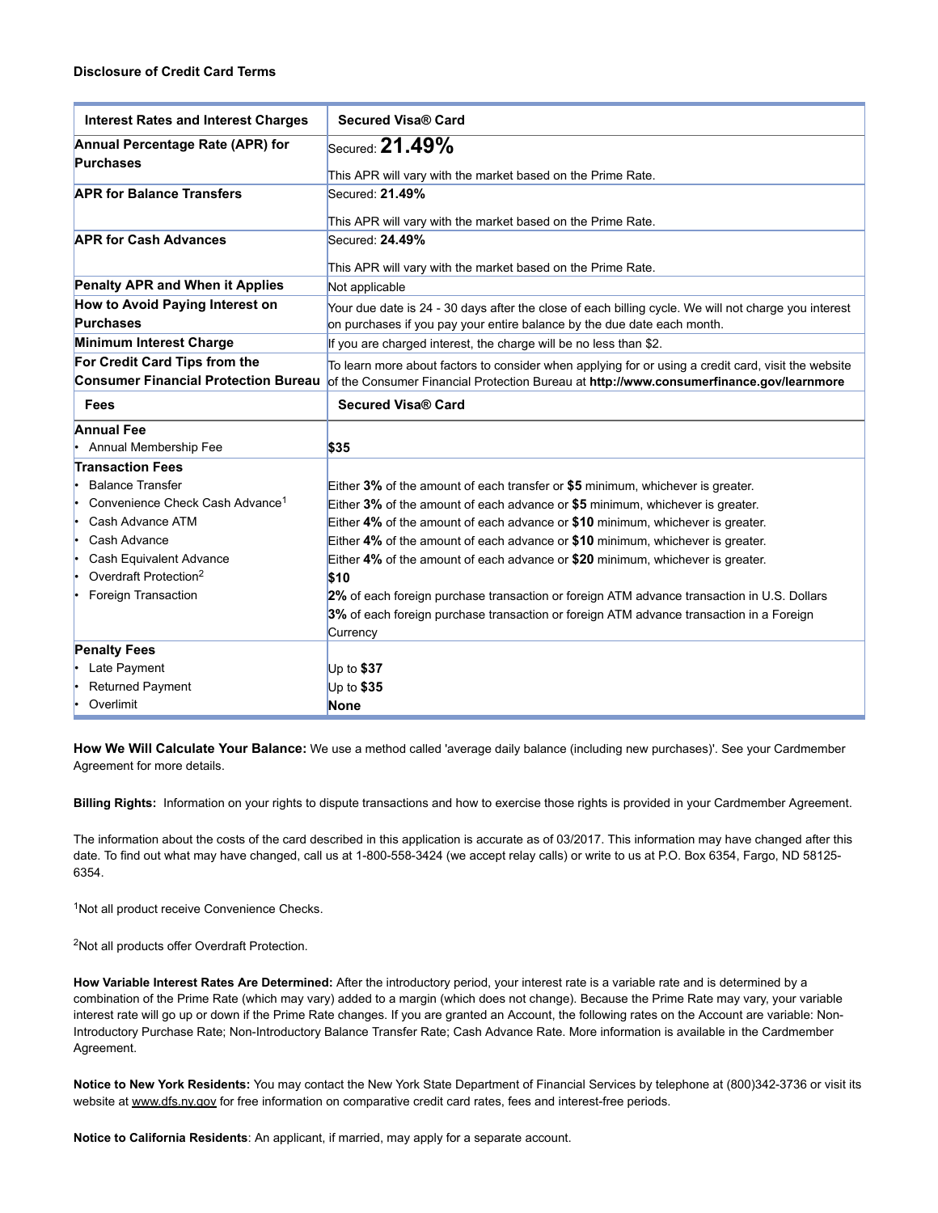**Disclosure of Credit Card Terms**

| Interest Rates and Interest Charges | Secured Visa® Card |
|---|---|
| **Annual Percentage Rate (APR) for Purchases** | Secured: **21.49%**<br><br>This APR will vary with the market based on the Prime Rate. |
| **APR for Balance Transfers** | Secured: **21.49%**<br><br>This APR will vary with the market based on the Prime Rate. |
| **APR for Cash Advances** | Secured: **24.49%**<br><br>This APR will vary with the market based on the Prime Rate. |
| **Penalty APR and When it Applies** | Not applicable |
| **How to Avoid Paying Interest on Purchases** | Your due date is 24 - 30 days after the close of each billing cycle. We will not charge you interest on purchases if you pay your entire balance by the due date each month. |
| **Minimum Interest Charge** | If you are charged interest, the charge will be no less than $2. |
| **For Credit Card Tips from the Consumer Financial Protection Bureau** | To learn more about factors to consider when applying for or using a credit card, visit the website of the Consumer Financial Protection Bureau at **http://www.consumerfinance.gov/learnmore** |
| **Fees** | **Secured Visa® Card** |
| **Annual Fee**<br>• Annual Membership Fee | <br>**$35** |
| **Transaction Fees**<br>• Balance Transfer<br>• Convenience Check Cash Advance[1]<br>• Cash Advance ATM<br>• Cash Advance<br>• Cash Equivalent Advance<br>• Overdraft Protection[2]<br>• Foreign Transaction | <br>Either **3%** of the amount of each transfer or **$5** minimum, whichever is greater.<br>Either **3%** of the amount of each advance or **$5** minimum, whichever is greater.<br>Either **4%** of the amount of each advance or **$10** minimum, whichever is greater.<br>Either **4%** of the amount of each advance or **$10** minimum, whichever is greater.<br>Either **4%** of the amount of each advance or **$20** minimum, whichever is greater.<br>**$10**<br>**2%** of each foreign purchase transaction or foreign ATM advance transaction in U.S. Dollars<br>**3%** of each foreign purchase transaction or foreign ATM advance transaction in a Foreign Currency |
| **Penalty Fees**<br>• Late Payment<br>• Returned Payment<br>• Overlimit | <br>Up to **$37**<br>Up to **$35**<br>**None** |

**How We Will Calculate Your Balance:** We use a method called 'average daily balance (including new purchases)'. See your Cardmember Agreement for more details.

**Billing Rights:** Information on your rights to dispute transactions and how to exercise those rights is provided in your Cardmember Agreement.

The information about the costs of the card described in this application is accurate as of 03/2017. This information may have changed after this date. To find out what may have changed, call us at 1-800-558-3424 (we accept relay calls) or write to us at P.O. Box 6354, Fargo, ND 58125-6354.

[1]Not all product receive Convenience Checks.

[2]Not all products offer Overdraft Protection.

**How Variable Interest Rates Are Determined:** After the introductory period, your interest rate is a variable rate and is determined by a combination of the Prime Rate (which may vary) added to a margin (which does not change). Because the Prime Rate may vary, your variable interest rate will go up or down if the Prime Rate changes. If you are granted an Account, the following rates on the Account are variable: Non-Introductory Purchase Rate; Non-Introductory Balance Transfer Rate; Cash Advance Rate. More information is available in the Cardmember Agreement.

**Notice to New York Residents:** You may contact the New York State Department of Financial Services by telephone at (800)342-3736 or visit its website at www.dfs.ny.gov for free information on comparative credit card rates, fees and interest-free periods.

**Notice to California Residents**: An applicant, if married, may apply for a separate account.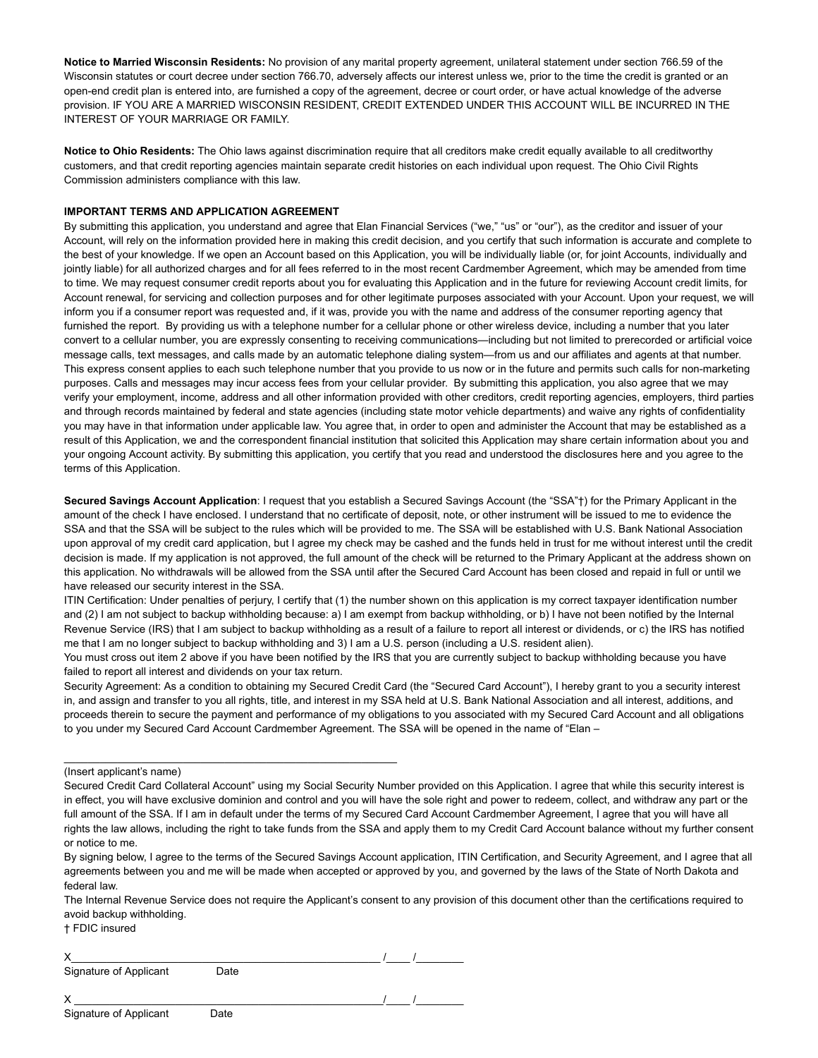**Notice to Married Wisconsin Residents:** No provision of any marital property agreement, unilateral statement under section 766.59 of the Wisconsin statutes or court decree under section 766.70, adversely affects our interest unless we, prior to the time the credit is granted or an open-end credit plan is entered into, are furnished a copy of the agreement, decree or court order, or have actual knowledge of the adverse provision. IF YOU ARE A MARRIED WISCONSIN RESIDENT, CREDIT EXTENDED UNDER THIS ACCOUNT WILL BE INCURRED IN THE INTEREST OF YOUR MARRIAGE OR FAMILY.

**Notice to Ohio Residents:** The Ohio laws against discrimination require that all creditors make credit equally available to all creditworthy customers, and that credit reporting agencies maintain separate credit histories on each individual upon request. The Ohio Civil Rights Commission administers compliance with this law.

**IMPORTANT TERMS AND APPLICATION AGREEMENT**

By submitting this application, you understand and agree that Elan Financial Services ("we," "us" or "our"), as the creditor and issuer of your Account, will rely on the information provided here in making this credit decision, and you certify that such information is accurate and complete to the best of your knowledge. If we open an Account based on this Application, you will be individually liable (or, for joint Accounts, individually and jointly liable) for all authorized charges and for all fees referred to in the most recent Cardmember Agreement, which may be amended from time to time. We may request consumer credit reports about you for evaluating this Application and in the future for reviewing Account credit limits, for Account renewal, for servicing and collection purposes and for other legitimate purposes associated with your Account. Upon your request, we will inform you if a consumer report was requested and, if it was, provide you with the name and address of the consumer reporting agency that furnished the report. By providing us with a telephone number for a cellular phone or other wireless device, including a number that you later convert to a cellular number, you are expressly consenting to receiving communications—including but not limited to prerecorded or artificial voice message calls, text messages, and calls made by an automatic telephone dialing system—from us and our affiliates and agents at that number. This express consent applies to each such telephone number that you provide to us now or in the future and permits such calls for non-marketing purposes. Calls and messages may incur access fees from your cellular provider. By submitting this application, you also agree that we may verify your employment, income, address and all other information provided with other creditors, credit reporting agencies, employers, third parties and through records maintained by federal and state agencies (including state motor vehicle departments) and waive any rights of confidentiality you may have in that information under applicable law. You agree that, in order to open and administer the Account that may be established as a result of this Application, we and the correspondent financial institution that solicited this Application may share certain information about you and your ongoing Account activity. By submitting this application, you certify that you read and understood the disclosures here and you agree to the terms of this Application.

**Secured Savings Account Application**: I request that you establish a Secured Savings Account (the "SSA"†) for the Primary Applicant in the amount of the check I have enclosed. I understand that no certificate of deposit, note, or other instrument will be issued to me to evidence the SSA and that the SSA will be subject to the rules which will be provided to me. The SSA will be established with U.S. Bank National Association upon approval of my credit card application, but I agree my check may be cashed and the funds held in trust for me without interest until the credit decision is made. If my application is not approved, the full amount of the check will be returned to the Primary Applicant at the address shown on this application. No withdrawals will be allowed from the SSA until after the Secured Card Account has been closed and repaid in full or until we have released our security interest in the SSA.

ITIN Certification: Under penalties of perjury, I certify that (1) the number shown on this application is my correct taxpayer identification number and (2) I am not subject to backup withholding because: a) I am exempt from backup withholding, or b) I have not been notified by the Internal Revenue Service (IRS) that I am subject to backup withholding as a result of a failure to report all interest or dividends, or c) the IRS has notified me that I am no longer subject to backup withholding and 3) I am a U.S. person (including a U.S. resident alien).

You must cross out item 2 above if you have been notified by the IRS that you are currently subject to backup withholding because you have failed to report all interest and dividends on your tax return.

Security Agreement: As a condition to obtaining my Secured Credit Card (the "Secured Card Account"), I hereby grant to you a security interest in, and assign and transfer to you all rights, title, and interest in my SSA held at U.S. Bank National Association and all interest, additions, and proceeds therein to secure the payment and performance of my obligations to you associated with my Secured Card Account and all obligations to you under my Secured Card Account Cardmember Agreement. The SSA will be opened in the name of "Elan –

\_\_\_\_\_\_\_\_\_\_\_\_\_\_\_\_\_\_\_\_\_\_\_\_\_\_\_\_\_\_\_\_\_\_\_\_\_\_\_\_\_\_\_\_\_\_\_\_\_\_\_\_

(Insert applicant's name)

Secured Credit Card Collateral Account" using my Social Security Number provided on this Application. I agree that while this security interest is in effect, you will have exclusive dominion and control and you will have the sole right and power to redeem, collect, and withdraw any part or the full amount of the SSA. If I am in default under the terms of my Secured Card Account Cardmember Agreement, I agree that you will have all rights the law allows, including the right to take funds from the SSA and apply them to my Credit Card Account balance without my further consent or notice to me.

By signing below, I agree to the terms of the Secured Savings Account application, ITIN Certification, and Security Agreement, and I agree that all agreements between you and me will be made when accepted or approved by you, and governed by the laws of the State of North Dakota and federal law.

The Internal Revenue Service does not require the Applicant's consent to any provision of this document other than the certifications required to avoid backup withholding.

† FDIC insured

X\_\_\_\_\_\_\_\_\_\_\_\_\_\_\_\_\_\_\_\_\_\_\_\_\_\_\_\_\_\_\_\_\_\_\_\_\_\_\_\_\_\_\_\_\_\_\_\_ /\_\_\_\_ /\_\_\_\_\_\_\_\_

Signature of Applicant Date

X \_\_\_\_\_\_\_\_\_\_\_\_\_\_\_\_\_\_\_\_\_\_\_\_\_\_\_\_\_\_\_\_\_\_\_\_\_\_\_\_\_\_\_\_\_\_\_\_/\_\_\_\_ /\_\_\_\_\_\_\_\_

Signature of Applicant Date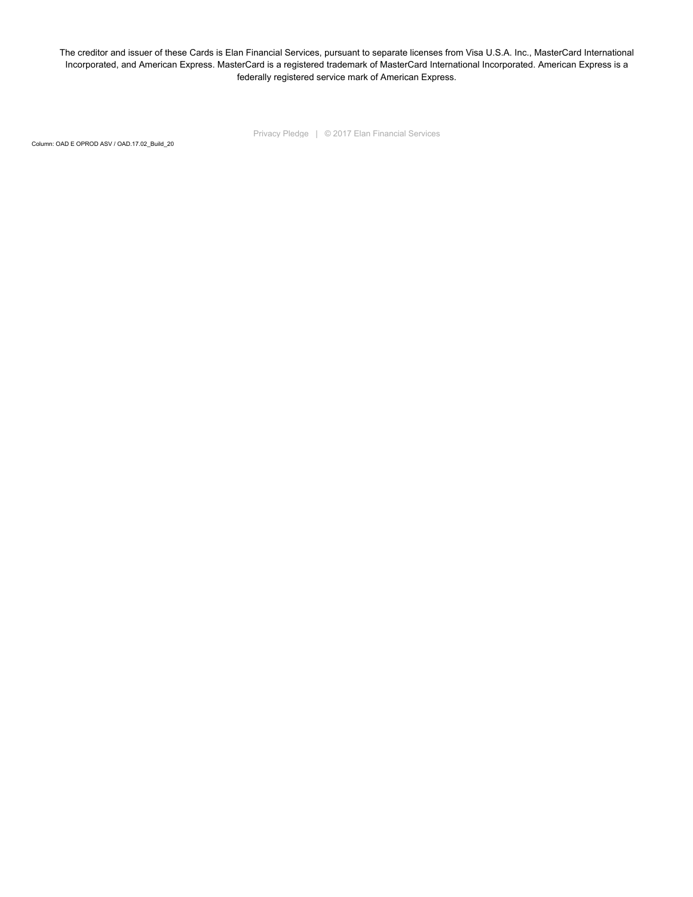The creditor and issuer of these Cards is Elan Financial Services, pursuant to separate licenses from Visa U.S.A. Inc., MasterCard International Incorporated, and American Express. MasterCard is a registered trademark of MasterCard International Incorporated. American Express is a federally registered service mark of American Express.

Privacy Pledge | © 2017 Elan Financial Services

Column: OAD E OPROD ASV / OAD.17.02_Build_20